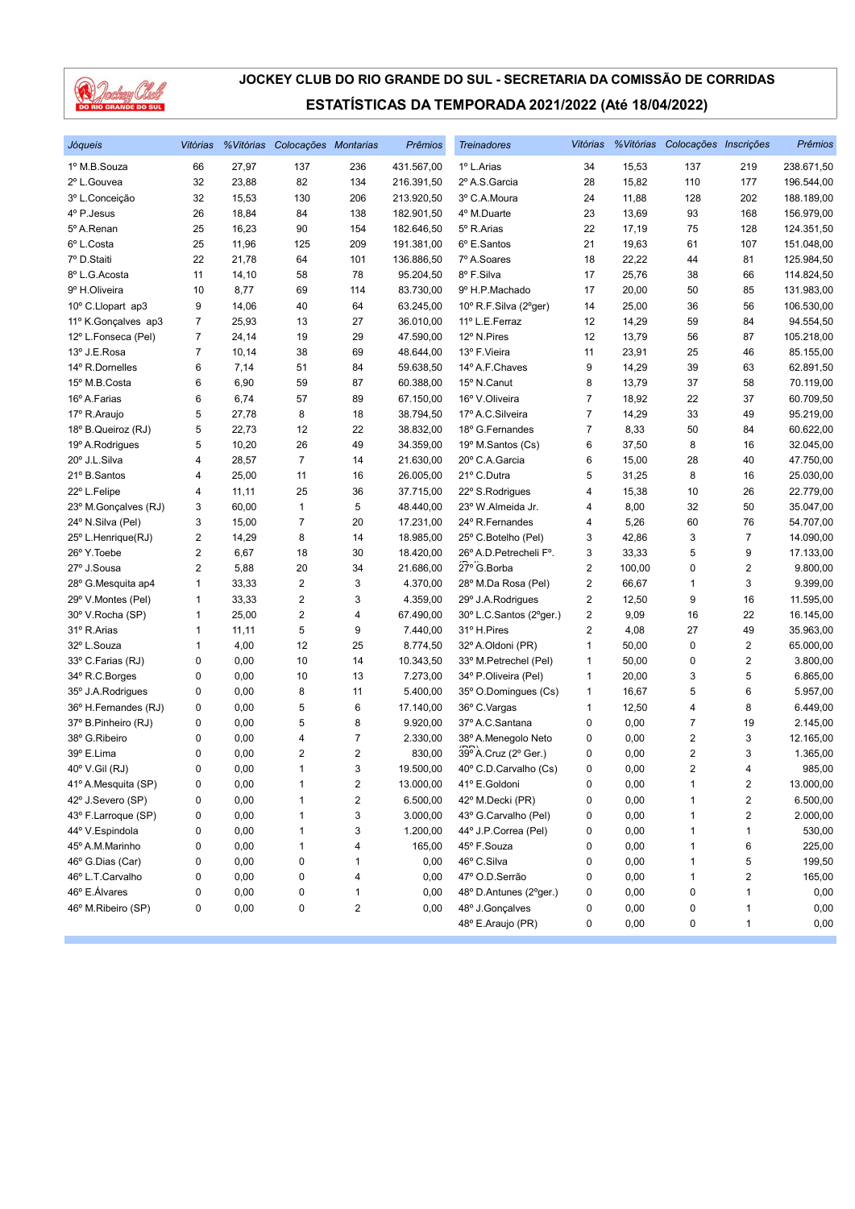# JOCKEY CLUB DO RIO GRANDE DO SUL - SECRETARIA DA COMISSÃO DE CORRIDAS

## ESTATÍSTICAS DA TEMPORADA 2021/2022 (Até 18/04/2022)

| Jóqueis | Vitórias | %Vitórias | Colocações | Montarias | Prêmios |
|---|---|---|---|---|---|
| 1º M.B.Souza | 66 | 27,97 | 137 | 236 | 431.567,00 |
| 2º L.Gouvea | 32 | 23,88 | 82 | 134 | 216.391,50 |
| 3º L.Conceição | 32 | 15,53 | 130 | 206 | 213.920,50 |
| 4º P.Jesus | 26 | 18,84 | 84 | 138 | 182.901,50 |
| 5º A.Renan | 25 | 16,23 | 90 | 154 | 182.646,50 |
| 6º L.Costa | 25 | 11,96 | 125 | 209 | 191.381,00 |
| 7º D.Staiti | 22 | 21,78 | 64 | 101 | 136.886,50 |
| 8º L.G.Acosta | 11 | 14,10 | 58 | 78 | 95.204,50 |
| 9º H.Oliveira | 10 | 8,77 | 69 | 114 | 83.730,00 |
| 10º C.Llopart ap3 | 9 | 14,06 | 40 | 64 | 63.245,00 |
| 11º K.Gonçalves ap3 | 7 | 25,93 | 13 | 27 | 36.010,00 |
| 12º L.Fonseca (Pel) | 7 | 24,14 | 19 | 29 | 47.590,00 |
| 13º J.E.Rosa | 7 | 10,14 | 38 | 69 | 48.644,00 |
| 14º R.Dornelles | 6 | 7,14 | 51 | 84 | 59.638,50 |
| 15º M.B.Costa | 6 | 6,90 | 59 | 87 | 60.388,00 |
| 16º A.Farias | 6 | 6,74 | 57 | 89 | 67.150,00 |
| 17º R.Araujo | 5 | 27,78 | 8 | 18 | 38.794,50 |
| 18º B.Queiroz (RJ) | 5 | 22,73 | 12 | 22 | 38.832,00 |
| 19º A.Rodrigues | 5 | 10,20 | 26 | 49 | 34.359,00 |
| 20º J.L.Silva | 4 | 28,57 | 7 | 14 | 21.630,00 |
| 21º B.Santos | 4 | 25,00 | 11 | 16 | 26.005,00 |
| 22º L.Felipe | 4 | 11,11 | 25 | 36 | 37.715,00 |
| 23º M.Gonçalves (RJ) | 3 | 60,00 | 1 | 5 | 48.440,00 |
| 24º N.Silva (Pel) | 3 | 15,00 | 7 | 20 | 17.231,00 |
| 25º L.Henrique(RJ) | 2 | 14,29 | 8 | 14 | 18.985,00 |
| 26º Y.Toebe | 2 | 6,67 | 18 | 30 | 18.420,00 |
| 27º J.Sousa | 2 | 5,88 | 20 | 34 | 21.686,00 |
| 28º G.Mesquita ap4 | 1 | 33,33 | 2 | 3 | 4.370,00 |
| 29º V.Montes (Pel) | 1 | 33,33 | 2 | 3 | 4.359,00 |
| 30º V.Rocha (SP) | 1 | 25,00 | 2 | 4 | 67.490,00 |
| 31º R.Arias | 1 | 11,11 | 5 | 9 | 7.440,00 |
| 32º L.Souza | 1 | 4,00 | 12 | 25 | 8.774,50 |
| 33º C.Farias (RJ) | 0 | 0,00 | 10 | 14 | 10.343,50 |
| 34º R.C.Borges | 0 | 0,00 | 10 | 13 | 7.273,00 |
| 35º J.A.Rodrigues | 0 | 0,00 | 8 | 11 | 5.400,00 |
| 36º H.Fernandes (RJ) | 0 | 0,00 | 5 | 6 | 17.140,00 |
| 37º B.Pinheiro (RJ) | 0 | 0,00 | 5 | 8 | 9.920,00 |
| 38º G.Ribeiro | 0 | 0,00 | 4 | 7 | 2.330,00 |
| 39º E.Lima | 0 | 0,00 | 2 | 2 | 830,00 |
| 40º V.Gil (RJ) | 0 | 0,00 | 1 | 3 | 19.500,00 |
| 41º A.Mesquita (SP) | 0 | 0,00 | 1 | 2 | 13.000,00 |
| 42º J.Severo (SP) | 0 | 0,00 | 1 | 2 | 6.500,00 |
| 43º F.Larroque (SP) | 0 | 0,00 | 1 | 3 | 3.000,00 |
| 44º V.Espindola | 0 | 0,00 | 1 | 3 | 1.200,00 |
| 45º A.M.Marinho | 0 | 0,00 | 1 | 4 | 165,00 |
| 46º G.Dias (Car) | 0 | 0,00 | 0 | 1 | 0,00 |
| 46º L.T.Carvalho | 0 | 0,00 | 0 | 4 | 0,00 |
| 46º E.Álvares | 0 | 0,00 | 0 | 1 | 0,00 |
| 46º M.Ribeiro (SP) | 0 | 0,00 | 0 | 2 | 0,00 |

| Treinadores | Vitórias | %Vitórias | Colocações | Inscrições | Prêmios |
|---|---|---|---|---|---|
| 1º L.Arias | 34 | 15,53 | 137 | 219 | 238.671,50 |
| 2º A.S.Garcia | 28 | 15,82 | 110 | 177 | 196.544,00 |
| 3º C.A.Moura | 24 | 11,88 | 128 | 202 | 188.189,00 |
| 4º M.Duarte | 23 | 13,69 | 93 | 168 | 156.979,00 |
| 5º R.Arias | 22 | 17,19 | 75 | 128 | 124.351,50 |
| 6º E.Santos | 21 | 19,63 | 61 | 107 | 151.048,00 |
| 7º A.Soares | 18 | 22,22 | 44 | 81 | 125.984,50 |
| 8º F.Silva | 17 | 25,76 | 38 | 66 | 114.824,50 |
| 9º H.P.Machado | 17 | 20,00 | 50 | 85 | 131.983,00 |
| 10º R.F.Silva (2ºger) | 14 | 25,00 | 36 | 56 | 106.530,00 |
| 11º L.E.Ferraz | 12 | 14,29 | 59 | 84 | 94.554,50 |
| 12º N.Pires | 12 | 13,79 | 56 | 87 | 105.218,00 |
| 13º F.Vieira | 11 | 23,91 | 25 | 46 | 85.155,00 |
| 14º A.F.Chaves | 9 | 14,29 | 39 | 63 | 62.891,50 |
| 15º N.Canut | 8 | 13,79 | 37 | 58 | 70.119,00 |
| 16º V.Oliveira | 7 | 18,92 | 22 | 37 | 60.709,50 |
| 17º A.C.Silveira | 7 | 14,29 | 33 | 49 | 95.219,00 |
| 18º G.Fernandes | 7 | 8,33 | 50 | 84 | 60.622,00 |
| 19º M.Santos (Cs) | 6 | 37,50 | 8 | 16 | 32.045,00 |
| 20º C.A.Garcia | 6 | 15,00 | 28 | 40 | 47.750,00 |
| 21º C.Dutra | 5 | 31,25 | 8 | 16 | 25.030,00 |
| 22º S.Rodrigues | 4 | 15,38 | 10 | 26 | 22.779,00 |
| 23º W.Almeida Jr. | 4 | 8,00 | 32 | 50 | 35.047,00 |
| 24º R.Fernandes | 4 | 5,26 | 60 | 76 | 54.707,00 |
| 25º C.Botelho (Pel) | 3 | 42,86 | 3 | 7 | 14.090,00 |
| 26º A.D.Petrecheli Fº. | 3 | 33,33 | 5 | 9 | 17.133,00 |
| 27º G.Borba | 2 | 100,00 | 0 | 2 | 9.800,00 |
| 28º M.Da Rosa (Pel) | 2 | 66,67 | 1 | 3 | 9.399,00 |
| 29º J.A.Rodrigues | 2 | 12,50 | 9 | 16 | 11.595,00 |
| 30º L.C.Santos (2ºger.) | 2 | 9,09 | 16 | 22 | 16.145,00 |
| 31º H.Pires | 2 | 4,08 | 27 | 49 | 35.963,00 |
| 32º A.Oldoni (PR) | 1 | 50,00 | 0 | 2 | 65.000,00 |
| 33º M.Petrechel (Pel) | 1 | 50,00 | 0 | 2 | 3.800,00 |
| 34º P.Oliveira (Pel) | 1 | 20,00 | 3 | 5 | 6.865,00 |
| 35º O.Domingues (Cs) | 1 | 16,67 | 5 | 6 | 5.957,00 |
| 36º C.Vargas | 1 | 12,50 | 4 | 8 | 6.449,00 |
| 37º A.C.Santana | 0 | 0,00 | 7 | 19 | 2.145,00 |
| 38º A.Menegolo Neto | 0 | 0,00 | 2 | 3 | 12.165,00 |
| 39º A.Cruz (2º Ger.) | 0 | 0,00 | 2 | 3 | 1.365,00 |
| 40º C.D.Carvalho (Cs) | 0 | 0,00 | 2 | 4 | 985,00 |
| 41º E.Goldoni | 0 | 0,00 | 1 | 2 | 13.000,00 |
| 42º M.Decki (PR) | 0 | 0,00 | 1 | 2 | 6.500,00 |
| 43º G.Carvalho (Pel) | 0 | 0,00 | 1 | 2 | 2.000,00 |
| 44º J.P.Correa (Pel) | 0 | 0,00 | 1 | 1 | 530,00 |
| 45º F.Souza | 0 | 0,00 | 1 | 6 | 225,00 |
| 46º C.Silva | 0 | 0,00 | 1 | 5 | 199,50 |
| 47º O.D.Serrão | 0 | 0,00 | 1 | 2 | 165,00 |
| 48º D.Antunes (2ºger.) | 0 | 0,00 | 0 | 1 | 0,00 |
| 48º J.Gonçalves | 0 | 0,00 | 0 | 1 | 0,00 |
| 48º E.Araujo (PR) | 0 | 0,00 | 0 | 1 | 0,00 |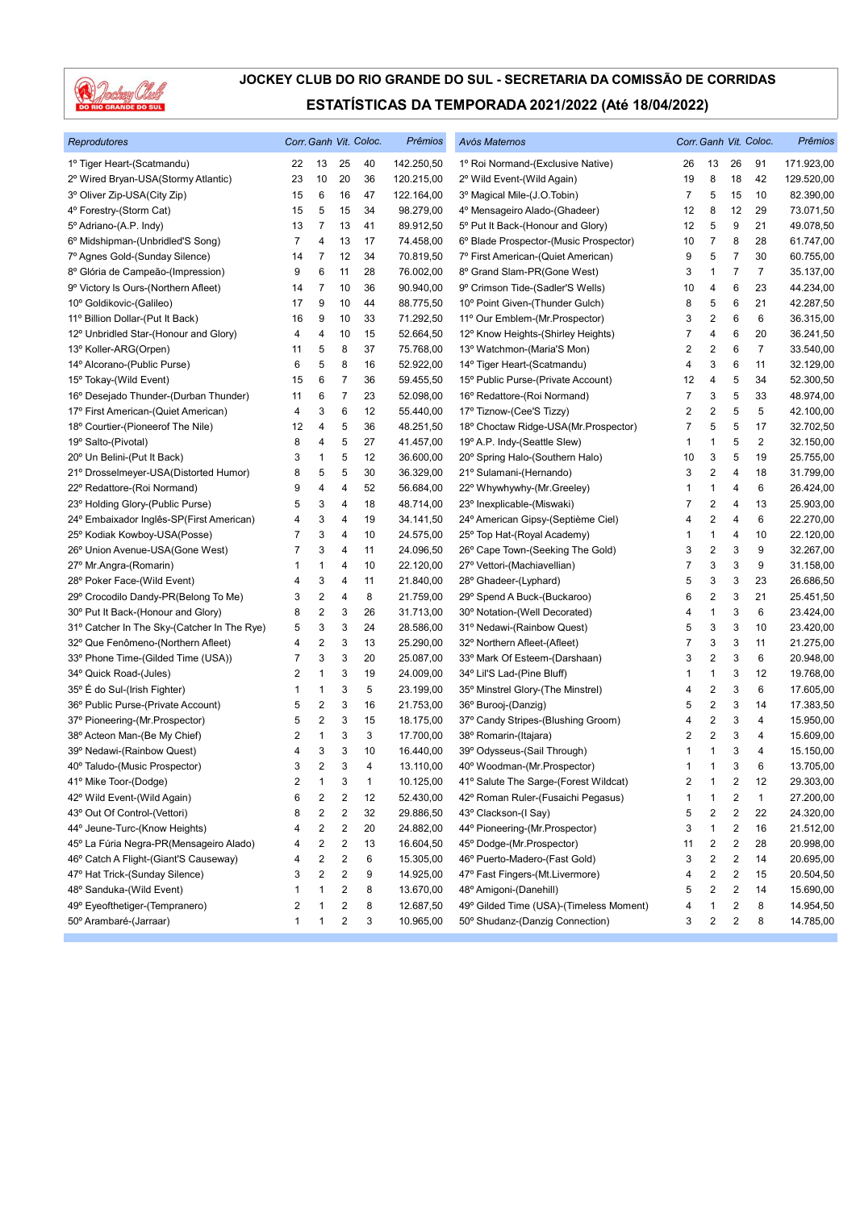# JOCKEY CLUB DO RIO GRANDE DO SUL - SECRETARIA DA COMISSÃO DE CORRIDAS

## ESTATÍSTICAS DA TEMPORADA 2021/2022 (Até 18/04/2022)

| *Reprodutores* | *Corr.* | *Ganh* | *Vit.* | *Coloc.* | *Prêmios* |
|---|---|---|---|---|---|
| 1º Tiger Heart-(Scatmandu) | 22 | 13 | 25 | 40 | 142.250,50 |
| 2º Wired Bryan-USA(Stormy Atlantic) | 23 | 10 | 20 | 36 | 120.215,00 |
| 3º Oliver Zip-USA(City Zip) | 15 | 6 | 16 | 47 | 122.164,00 |
| 4º Forestry-(Storm Cat) | 15 | 5 | 15 | 34 | 98.279,00 |
| 5º Adriano-(A.P. Indy) | 13 | 7 | 13 | 41 | 89.912,50 |
| 6º Midshipman-(Unbridled'S Song) | 7 | 4 | 13 | 17 | 74.458,00 |
| 7º Agnes Gold-(Sunday Silence) | 14 | 7 | 12 | 34 | 70.819,50 |
| 8º Glória de Campeão-(Impression) | 9 | 6 | 11 | 28 | 76.002,00 |
| 9º Victory Is Ours-(Northern Afleet) | 14 | 7 | 10 | 36 | 90.940,00 |
| 10º Goldikovic-(Galileo) | 17 | 9 | 10 | 44 | 88.775,50 |
| 11º Billion Dollar-(Put It Back) | 16 | 9 | 10 | 33 | 71.292,50 |
| 12º Unbridled Star-(Honour and Glory) | 4 | 4 | 10 | 15 | 52.664,50 |
| 13º Koller-ARG(Orpen) | 11 | 5 | 8 | 37 | 75.768,00 |
| 14º Alcorano-(Public Purse) | 6 | 5 | 8 | 16 | 52.922,00 |
| 15º Tokay-(Wild Event) | 15 | 6 | 7 | 36 | 59.455,50 |
| 16º Desejado Thunder-(Durban Thunder) | 11 | 6 | 7 | 23 | 52.098,00 |
| 17º First American-(Quiet American) | 4 | 3 | 6 | 12 | 55.440,00 |
| 18º Courtier-(Pioneerof The Nile) | 12 | 4 | 5 | 36 | 48.251,50 |
| 19º Salto-(Pivotal) | 8 | 4 | 5 | 27 | 41.457,00 |
| 20º Un Belini-(Put It Back) | 3 | 1 | 5 | 12 | 36.600,00 |
| 21º Drosselmeyer-USA(Distorted Humor) | 8 | 5 | 5 | 30 | 36.329,00 |
| 22º Redattore-(Roi Normand) | 9 | 4 | 4 | 52 | 56.684,00 |
| 23º Holding Glory-(Public Purse) | 5 | 3 | 4 | 18 | 48.714,00 |
| 24º Embaixador Inglês-SP(First American) | 4 | 3 | 4 | 19 | 34.141,50 |
| 25º Kodiak Kowboy-USA(Posse) | 7 | 3 | 4 | 10 | 24.575,00 |
| 26º Union Avenue-USA(Gone West) | 7 | 3 | 4 | 11 | 24.096,50 |
| 27º Mr.Angra-(Romarin) | 1 | 1 | 4 | 10 | 22.120,00 |
| 28º Poker Face-(Wild Event) | 4 | 3 | 4 | 11 | 21.840,00 |
| 29º Crocodilo Dandy-PR(Belong To Me) | 3 | 2 | 4 | 8 | 21.759,00 |
| 30º Put It Back-(Honour and Glory) | 8 | 2 | 3 | 26 | 31.713,00 |
| 31º Catcher In The Sky-(Catcher In The Rye) | 5 | 3 | 3 | 24 | 28.586,00 |
| 32º Que Fenômeno-(Northern Afleet) | 4 | 2 | 3 | 13 | 25.290,00 |
| 33º Phone Time-(Gilded Time (USA)) | 7 | 3 | 3 | 20 | 25.087,00 |
| 34º Quick Road-(Jules) | 2 | 1 | 3 | 19 | 24.009,00 |
| 35º É do Sul-(Irish Fighter) | 1 | 1 | 3 | 5 | 23.199,00 |
| 36º Public Purse-(Private Account) | 5 | 2 | 3 | 16 | 21.753,00 |
| 37º Pioneering-(Mr.Prospector) | 5 | 2 | 3 | 15 | 18.175,00 |
| 38º Acteon Man-(Be My Chief) | 2 | 1 | 3 | 3 | 17.700,00 |
| 39º Nedawi-(Rainbow Quest) | 4 | 3 | 3 | 10 | 16.440,00 |
| 40º Taludo-(Music Prospector) | 3 | 2 | 3 | 4 | 13.110,00 |
| 41º Mike Toor-(Dodge) | 2 | 1 | 3 | 1 | 10.125,00 |
| 42º Wild Event-(Wild Again) | 6 | 2 | 2 | 12 | 52.430,00 |
| 43º Out Of Control-(Vettori) | 8 | 2 | 2 | 32 | 29.886,50 |
| 44º Jeune-Turc-(Know Heights) | 4 | 2 | 2 | 20 | 24.882,00 |
| 45º La Fúria Negra-PR(Mensageiro Alado) | 4 | 2 | 2 | 13 | 16.604,50 |
| 46º Catch A Flight-(Giant'S Causeway) | 4 | 2 | 2 | 6 | 15.305,00 |
| 47º Hat Trick-(Sunday Silence) | 3 | 2 | 2 | 9 | 14.925,00 |
| 48º Sanduka-(Wild Event) | 1 | 1 | 2 | 8 | 13.670,00 |
| 49º Eyeofthetiger-(Tempranero) | 2 | 1 | 2 | 8 | 12.687,50 |
| 50º Arambaré-(Jarraar) | 1 | 1 | 2 | 3 | 10.965,00 |

| *Avós Maternos* | *Corr.* | *Ganh* | *Vit.* | *Coloc.* | *Prêmios* |
|---|---|---|---|---|---|
| 1º Roi Normand-(Exclusive Native) | 26 | 13 | 26 | 91 | 171.923,00 |
| 2º Wild Event-(Wild Again) | 19 | 8 | 18 | 42 | 129.520,00 |
| 3º Magical Mile-(J.O.Tobin) | 7 | 5 | 15 | 10 | 82.390,00 |
| 4º Mensageiro Alado-(Ghadeer) | 12 | 8 | 12 | 29 | 73.071,50 |
| 5º Put It Back-(Honour and Glory) | 12 | 5 | 9 | 21 | 49.078,50 |
| 6º Blade Prospector-(Music Prospector) | 10 | 7 | 8 | 28 | 61.747,00 |
| 7º First American-(Quiet American) | 9 | 5 | 7 | 30 | 60.755,00 |
| 8º Grand Slam-PR(Gone West) | 3 | 1 | 7 | 7 | 35.137,00 |
| 9º Crimson Tide-(Sadler'S Wells) | 10 | 4 | 6 | 23 | 44.234,00 |
| 10º Point Given-(Thunder Gulch) | 8 | 5 | 6 | 21 | 42.287,50 |
| 11º Our Emblem-(Mr.Prospector) | 3 | 2 | 6 | 6 | 36.315,00 |
| 12º Know Heights-(Shirley Heights) | 7 | 4 | 6 | 20 | 36.241,50 |
| 13º Watchmon-(Maria'S Mon) | 2 | 2 | 6 | 7 | 33.540,00 |
| 14º Tiger Heart-(Scatmandu) | 4 | 3 | 6 | 11 | 32.129,00 |
| 15º Public Purse-(Private Account) | 12 | 4 | 5 | 34 | 52.300,50 |
| 16º Redattore-(Roi Normand) | 7 | 3 | 5 | 33 | 48.974,00 |
| 17º Tiznow-(Cee'S Tizzy) | 2 | 2 | 5 | 5 | 42.100,00 |
| 18º Choctaw Ridge-USA(Mr.Prospector) | 7 | 5 | 5 | 17 | 32.702,50 |
| 19º A.P. Indy-(Seattle Slew) | 1 | 1 | 5 | 2 | 32.150,00 |
| 20º Spring Halo-(Southern Halo) | 10 | 3 | 5 | 19 | 25.755,00 |
| 21º Sulamani-(Hernando) | 3 | 2 | 4 | 18 | 31.799,00 |
| 22º Whywhywhy-(Mr.Greeley) | 1 | 1 | 4 | 6 | 26.424,00 |
| 23º Inexplicable-(Miswaki) | 7 | 2 | 4 | 13 | 25.903,00 |
| 24º American Gipsy-(Septième Ciel) | 4 | 2 | 4 | 6 | 22.270,00 |
| 25º Top Hat-(Royal Academy) | 1 | 1 | 4 | 10 | 22.120,00 |
| 26º Cape Town-(Seeking The Gold) | 3 | 2 | 3 | 9 | 32.267,00 |
| 27º Vettori-(Machiavellian) | 7 | 3 | 3 | 9 | 31.158,00 |
| 28º Ghadeer-(Lyphard) | 5 | 3 | 3 | 23 | 26.686,50 |
| 29º Spend A Buck-(Buckaroo) | 6 | 2 | 3 | 21 | 25.451,50 |
| 30º Notation-(Well Decorated) | 4 | 1 | 3 | 6 | 23.424,00 |
| 31º Nedawi-(Rainbow Quest) | 5 | 3 | 3 | 10 | 23.420,00 |
| 32º Northern Afleet-(Afleet) | 7 | 3 | 3 | 11 | 21.275,00 |
| 33º Mark Of Esteem-(Darshaan) | 3 | 2 | 3 | 6 | 20.948,00 |
| 34º Lil'S Lad-(Pine Bluff) | 1 | 1 | 3 | 12 | 19.768,00 |
| 35º Minstrel Glory-(The Minstrel) | 4 | 2 | 3 | 6 | 17.605,00 |
| 36º Burooj-(Danzig) | 5 | 2 | 3 | 14 | 17.383,50 |
| 37º Candy Stripes-(Blushing Groom) | 4 | 2 | 3 | 4 | 15.950,00 |
| 38º Romarin-(Itajara) | 2 | 2 | 3 | 4 | 15.609,00 |
| 39º Odysseus-(Sail Through) | 1 | 1 | 3 | 4 | 15.150,00 |
| 40º Woodman-(Mr.Prospector) | 1 | 1 | 3 | 6 | 13.705,00 |
| 41º Salute The Sarge-(Forest Wildcat) | 2 | 1 | 2 | 12 | 29.303,00 |
| 42º Roman Ruler-(Fusaichi Pegasus) | 1 | 1 | 2 | 1 | 27.200,00 |
| 43º Clackson-(I Say) | 5 | 2 | 2 | 22 | 24.320,00 |
| 44º Pioneering-(Mr.Prospector) | 3 | 1 | 2 | 16 | 21.512,00 |
| 45º Dodge-(Mr.Prospector) | 11 | 2 | 2 | 28 | 20.998,00 |
| 46º Puerto-Madero-(Fast Gold) | 3 | 2 | 2 | 14 | 20.695,00 |
| 47º Fast Fingers-(Mt.Livermore) | 4 | 2 | 2 | 15 | 20.504,50 |
| 48º Amigoni-(Danehill) | 5 | 2 | 2 | 14 | 15.690,00 |
| 49º Gilded Time (USA)-(Timeless Moment) | 4 | 1 | 2 | 8 | 14.954,50 |
| 50º Shudanz-(Danzig Connection) | 3 | 2 | 2 | 8 | 14.785,00 |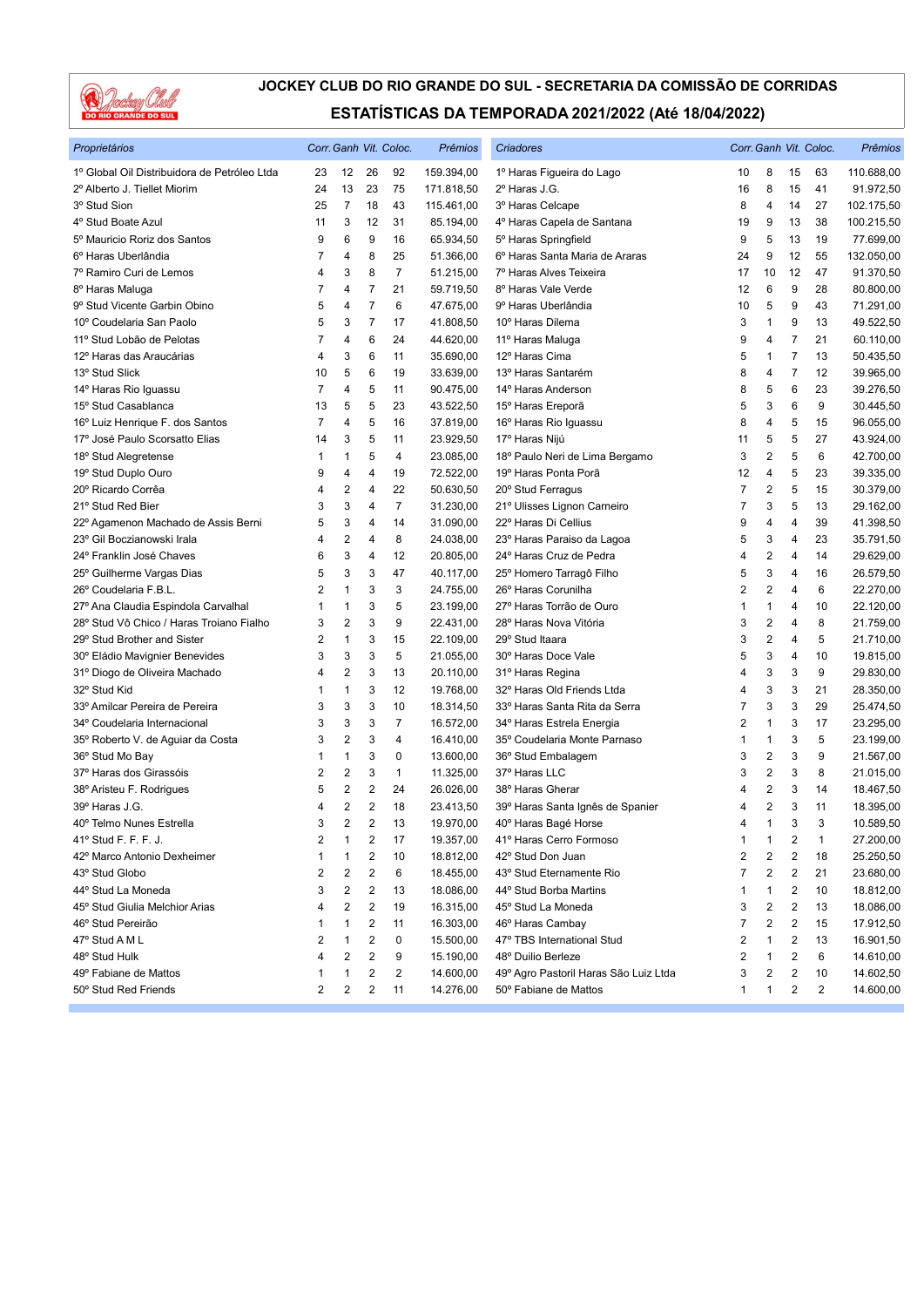# JOCKEY CLUB DO RIO GRANDE DO SUL - SECRETARIA DA COMISSÃO DE CORRIDAS

## ESTATÍSTICAS DA TEMPORADA 2021/2022 (Até 18/04/2022)

| Proprietários | Corr. | Ganh | Vit. | Coloc. | Prêmios |
|---|---|---|---|---|---|
| 1º Global Oil Distribuidora de Petróleo Ltda | 23 | 12 | 26 | 92 | 159.394,00 |
| 2º Alberto J. Tiellet Miorim | 24 | 13 | 23 | 75 | 171.818,50 |
| 3º Stud Sion | 25 | 7 | 18 | 43 | 115.461,00 |
| 4º Stud Boate Azul | 11 | 3 | 12 | 31 | 85.194,00 |
| 5º Mauricio Roriz dos Santos | 9 | 6 | 9 | 16 | 65.934,50 |
| 6º Haras Uberlândia | 7 | 4 | 8 | 25 | 51.366,00 |
| 7º Ramiro Curi de Lemos | 4 | 3 | 8 | 7 | 51.215,00 |
| 8º Haras Maluga | 7 | 4 | 7 | 21 | 59.719,50 |
| 9º Stud Vicente Garbin Obino | 5 | 4 | 7 | 6 | 47.675,00 |
| 10º Coudelaria San Paolo | 5 | 3 | 7 | 17 | 41.808,50 |
| 11º Stud Lobão de Pelotas | 7 | 4 | 6 | 24 | 44.620,00 |
| 12º Haras das Araucárias | 4 | 3 | 6 | 11 | 35.690,00 |
| 13º Stud Slick | 10 | 5 | 6 | 19 | 33.639,00 |
| 14º Haras Rio Iguassu | 7 | 4 | 5 | 11 | 90.475,00 |
| 15º Stud Casablanca | 13 | 5 | 5 | 23 | 43.522,50 |
| 16º Luiz Henrique F. dos Santos | 7 | 4 | 5 | 16 | 37.819,00 |
| 17º José Paulo Scorsatto Elias | 14 | 3 | 5 | 11 | 23.929,50 |
| 18º Stud Alegretense | 1 | 1 | 5 | 4 | 23.085,00 |
| 19º Stud Duplo Ouro | 9 | 4 | 4 | 19 | 72.522,00 |
| 20º Ricardo Corrêa | 4 | 2 | 4 | 22 | 50.630,50 |
| 21º Stud Red Bier | 3 | 3 | 4 | 7 | 31.230,00 |
| 22º Agamenon Machado de Assis Berni | 5 | 3 | 4 | 14 | 31.090,00 |
| 23º Gil Boczianowski Irala | 4 | 2 | 4 | 8 | 24.038,00 |
| 24º Franklin José Chaves | 6 | 3 | 4 | 12 | 20.805,00 |
| 25º Guilherme Vargas Dias | 5 | 3 | 3 | 47 | 40.117,00 |
| 26º Coudelaria F.B.L. | 2 | 1 | 3 | 3 | 24.755,00 |
| 27º Ana Claudia Espindola Carvalhal | 1 | 1 | 3 | 5 | 23.199,00 |
| 28º Stud Vô Chico / Haras Troiano Fialho | 3 | 2 | 3 | 9 | 22.431,00 |
| 29º Stud Brother and Sister | 2 | 1 | 3 | 15 | 22.109,00 |
| 30º Eládio Mavignier Benevides | 3 | 3 | 3 | 5 | 21.055,00 |
| 31º Diogo de Oliveira Machado | 4 | 2 | 3 | 13 | 20.110,00 |
| 32º Stud Kid | 1 | 1 | 3 | 12 | 19.768,00 |
| 33º Amilcar Pereira de Pereira | 3 | 3 | 3 | 10 | 18.314,50 |
| 34º Coudelaria Internacional | 3 | 3 | 3 | 7 | 16.572,00 |
| 35º Roberto V. de Aguiar da Costa | 3 | 2 | 3 | 4 | 16.410,00 |
| 36º Stud Mo Bay | 1 | 1 | 3 | 0 | 13.600,00 |
| 37º Haras dos Girassóis | 2 | 2 | 3 | 1 | 11.325,00 |
| 38º Aristeu F. Rodrigues | 5 | 2 | 2 | 24 | 26.026,00 |
| 39º Haras J.G. | 4 | 2 | 2 | 18 | 23.413,50 |
| 40º Telmo Nunes Estrella | 3 | 2 | 2 | 13 | 19.970,00 |
| 41º Stud F. F. F. J. | 2 | 1 | 2 | 17 | 19.357,00 |
| 42º Marco Antonio Dexheimer | 1 | 1 | 2 | 10 | 18.812,00 |
| 43º Stud Globo | 2 | 2 | 2 | 6 | 18.455,00 |
| 44º Stud La Moneda | 3 | 2 | 2 | 13 | 18.086,00 |
| 45º Stud Giulia Melchior Arias | 4 | 2 | 2 | 19 | 16.315,00 |
| 46º Stud Pereirão | 1 | 1 | 2 | 11 | 16.303,00 |
| 47º Stud A M L | 2 | 1 | 2 | 0 | 15.500,00 |
| 48º Stud Hulk | 4 | 2 | 2 | 9 | 15.190,00 |
| 49º Fabiane de Mattos | 1 | 1 | 2 | 2 | 14.600,00 |
| 50º Stud Red Friends | 2 | 2 | 2 | 11 | 14.276,00 |

| Criadores | Corr. | Ganh | Vit. | Coloc. | Prêmios |
|---|---|---|---|---|---|
| 1º Haras Figueira do Lago | 10 | 8 | 15 | 63 | 110.688,00 |
| 2º Haras J.G. | 16 | 8 | 15 | 41 | 91.972,50 |
| 3º Haras Celcape | 8 | 4 | 14 | 27 | 102.175,50 |
| 4º Haras Capela de Santana | 19 | 9 | 13 | 38 | 100.215,50 |
| 5º Haras Springfield | 9 | 5 | 13 | 19 | 77.699,00 |
| 6º Haras Santa Maria de Araras | 24 | 9 | 12 | 55 | 132.050,00 |
| 7º Haras Alves Teixeira | 17 | 10 | 12 | 47 | 91.370,50 |
| 8º Haras Vale Verde | 12 | 6 | 9 | 28 | 80.800,00 |
| 9º Haras Uberlândia | 10 | 5 | 9 | 43 | 71.291,00 |
| 10º Haras Dilema | 3 | 1 | 9 | 13 | 49.522,50 |
| 11º Haras Maluga | 9 | 4 | 7 | 21 | 60.110,00 |
| 12º Haras Cima | 5 | 1 | 7 | 13 | 50.435,50 |
| 13º Haras Santarém | 8 | 4 | 7 | 12 | 39.965,00 |
| 14º Haras Anderson | 8 | 5 | 6 | 23 | 39.276,50 |
| 15º Haras Ereporã | 5 | 3 | 6 | 9 | 30.445,50 |
| 16º Haras Rio Iguassu | 8 | 4 | 5 | 15 | 96.055,00 |
| 17º Haras Nijú | 11 | 5 | 5 | 27 | 43.924,00 |
| 18º Paulo Neri de Lima Bergamo | 3 | 2 | 5 | 6 | 42.700,00 |
| 19º Haras Ponta Porã | 12 | 4 | 5 | 23 | 39.335,00 |
| 20º Stud Ferragus | 7 | 2 | 5 | 15 | 30.379,00 |
| 21º Ulisses Lignon Carneiro | 7 | 3 | 5 | 13 | 29.162,00 |
| 22º Haras Di Cellius | 9 | 4 | 4 | 39 | 41.398,50 |
| 23º Haras Paraiso da Lagoa | 5 | 3 | 4 | 23 | 35.791,50 |
| 24º Haras Cruz de Pedra | 4 | 2 | 4 | 14 | 29.629,00 |
| 25º Homero Tarragô Filho | 5 | 3 | 4 | 16 | 26.579,50 |
| 26º Haras Corunilha | 2 | 2 | 4 | 6 | 22.270,00 |
| 27º Haras Torrão de Ouro | 1 | 1 | 4 | 10 | 22.120,00 |
| 28º Haras Nova Vitória | 3 | 2 | 4 | 8 | 21.759,00 |
| 29º Stud Itaara | 3 | 2 | 4 | 5 | 21.710,00 |
| 30º Haras Doce Vale | 5 | 3 | 4 | 10 | 19.815,00 |
| 31º Haras Regina | 4 | 3 | 3 | 9 | 29.830,00 |
| 32º Haras Old Friends Ltda | 4 | 3 | 3 | 21 | 28.350,00 |
| 33º Haras Santa Rita da Serra | 7 | 3 | 3 | 29 | 25.474,50 |
| 34º Haras Estrela Energia | 2 | 1 | 3 | 17 | 23.295,00 |
| 35º Coudelaria Monte Parnaso | 1 | 1 | 3 | 5 | 23.199,00 |
| 36º Stud Embalagem | 3 | 2 | 3 | 9 | 21.567,00 |
| 37º Haras LLC | 3 | 2 | 3 | 8 | 21.015,00 |
| 38º Haras Gherar | 4 | 2 | 3 | 14 | 18.467,50 |
| 39º Haras Santa Ignês de Spanier | 4 | 2 | 3 | 11 | 18.395,00 |
| 40º Haras Bagé Horse | 4 | 1 | 3 | 3 | 10.589,50 |
| 41º Haras Cerro Formoso | 1 | 1 | 2 | 1 | 27.200,00 |
| 42º Stud Don Juan | 2 | 2 | 2 | 18 | 25.250,50 |
| 43º Stud Eternamente Rio | 7 | 2 | 2 | 21 | 23.680,00 |
| 44º Stud Borba Martins | 1 | 1 | 2 | 10 | 18.812,00 |
| 45º Stud La Moneda | 3 | 2 | 2 | 13 | 18.086,00 |
| 46º Haras Cambay | 7 | 2 | 2 | 15 | 17.912,50 |
| 47º TBS International Stud | 2 | 1 | 2 | 13 | 16.901,50 |
| 48º Duilio Berleze | 2 | 1 | 2 | 6 | 14.610,00 |
| 49º Agro Pastoril Haras São Luiz Ltda | 3 | 2 | 2 | 10 | 14.602,50 |
| 50º Fabiane de Mattos | 1 | 1 | 2 | 2 | 14.600,00 |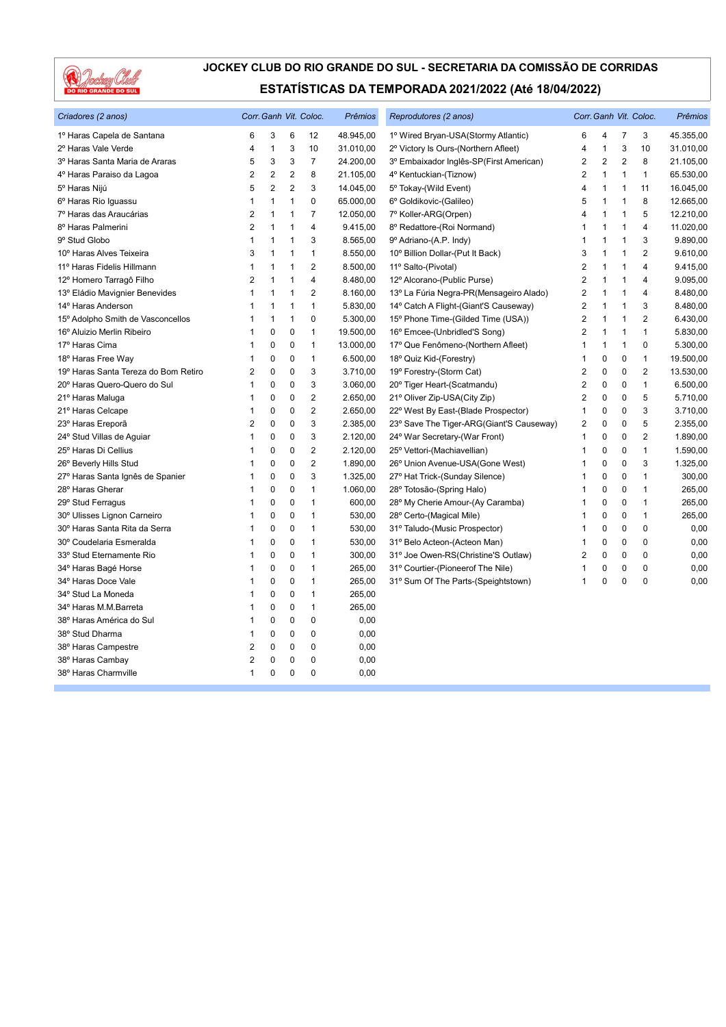# JOCKEY CLUB DO RIO GRANDE DO SUL - SECRETARIA DA COMISSÃO DE CORRIDAS

## ESTATÍSTICAS DA TEMPORADA 2021/2022 (Até 18/04/2022)

| *Criadores (2 anos)* | *Corr.* | *Ganh* | *Vit.* | *Coloc.* | *Prêmios* |
|---|---|---|---|---|---|
| 1º Haras Capela de Santana | 6 | 3 | 6 | 12 | 48.945,00 |
| 2º Haras Vale Verde | 4 | 1 | 3 | 10 | 31.010,00 |
| 3º Haras Santa Maria de Araras | 5 | 3 | 3 | 7 | 24.200,00 |
| 4º Haras Paraiso da Lagoa | 2 | 2 | 2 | 8 | 21.105,00 |
| 5º Haras Nijú | 5 | 2 | 2 | 3 | 14.045,00 |
| 6º Haras Rio Iguassu | 1 | 1 | 1 | 0 | 65.000,00 |
| 7º Haras das Araucárias | 2 | 1 | 1 | 7 | 12.050,00 |
| 8º Haras Palmerini | 2 | 1 | 1 | 4 | 9.415,00 |
| 9º Stud Globo | 1 | 1 | 1 | 3 | 8.565,00 |
| 10º Haras Alves Teixeira | 3 | 1 | 1 | 1 | 8.550,00 |
| 11º Haras Fidelis Hillmann | 1 | 1 | 1 | 2 | 8.500,00 |
| 12º Homero Tarragô Filho | 2 | 1 | 1 | 4 | 8.480,00 |
| 13º Eládio Mavignier Benevides | 1 | 1 | 1 | 2 | 8.160,00 |
| 14º Haras Anderson | 1 | 1 | 1 | 1 | 5.830,00 |
| 15º Adolpho Smith de Vasconcellos | 1 | 1 | 1 | 0 | 5.300,00 |
| 16º Aluizio Merlin Ribeiro | 1 | 0 | 0 | 1 | 19.500,00 |
| 17º Haras Cima | 1 | 0 | 0 | 1 | 13.000,00 |
| 18º Haras Free Way | 1 | 0 | 0 | 1 | 6.500,00 |
| 19º Haras Santa Tereza do Bom Retiro | 2 | 0 | 0 | 3 | 3.710,00 |
| 20º Haras Quero-Quero do Sul | 1 | 0 | 0 | 3 | 3.060,00 |
| 21º Haras Maluga | 1 | 0 | 0 | 2 | 2.650,00 |
| 21º Haras Celcape | 1 | 0 | 0 | 2 | 2.650,00 |
| 23º Haras Ereporã | 2 | 0 | 0 | 3 | 2.385,00 |
| 24º Stud Villas de Aguiar | 1 | 0 | 0 | 3 | 2.120,00 |
| 25º Haras Di Cellius | 1 | 0 | 0 | 2 | 2.120,00 |
| 26º Beverly Hills Stud | 1 | 0 | 0 | 2 | 1.890,00 |
| 27º Haras Santa Ignês de Spanier | 1 | 0 | 0 | 3 | 1.325,00 |
| 28º Haras Gherar | 1 | 0 | 0 | 1 | 1.060,00 |
| 29º Stud Ferragus | 1 | 0 | 0 | 1 | 600,00 |
| 30º Ulisses Lignon Carneiro | 1 | 0 | 0 | 1 | 530,00 |
| 30º Haras Santa Rita da Serra | 1 | 0 | 0 | 1 | 530,00 |
| 30º Coudelaria Esmeralda | 1 | 0 | 0 | 1 | 530,00 |
| 33º Stud Eternamente Rio | 1 | 0 | 0 | 1 | 300,00 |
| 34º Haras Bagé Horse | 1 | 0 | 0 | 1 | 265,00 |
| 34º Haras Doce Vale | 1 | 0 | 0 | 1 | 265,00 |
| 34º Stud La Moneda | 1 | 0 | 0 | 1 | 265,00 |
| 34º Haras M.M.Barreta | 1 | 0 | 0 | 1 | 265,00 |
| 38º Haras América do Sul | 1 | 0 | 0 | 0 | 0,00 |
| 38º Stud Dharma | 1 | 0 | 0 | 0 | 0,00 |
| 38º Haras Campestre | 2 | 0 | 0 | 0 | 0,00 |
| 38º Haras Cambay | 2 | 0 | 0 | 0 | 0,00 |
| 38º Haras Charmville | 1 | 0 | 0 | 0 | 0,00 |

| *Reprodutores (2 anos)* | *Corr.* | *Ganh* | *Vit.* | *Coloc.* | *Prêmios* |
|---|---|---|---|---|---|
| 1º Wired Bryan-USA(Stormy Atlantic) | 6 | 4 | 7 | 3 | 45.355,00 |
| 2º Victory Is Ours-(Northern Afleet) | 4 | 1 | 3 | 10 | 31.010,00 |
| 3º Embaixador Inglês-SP(First American) | 2 | 2 | 2 | 8 | 21.105,00 |
| 4º Kentuckian-(Tiznow) | 2 | 1 | 1 | 1 | 65.530,00 |
| 5º Tokay-(Wild Event) | 4 | 1 | 1 | 11 | 16.045,00 |
| 6º Goldikovic-(Galileo) | 5 | 1 | 1 | 8 | 12.665,00 |
| 7º Koller-ARG(Orpen) | 4 | 1 | 1 | 5 | 12.210,00 |
| 8º Redattore-(Roi Normand) | 1 | 1 | 1 | 4 | 11.020,00 |
| 9º Adriano-(A.P. Indy) | 1 | 1 | 1 | 3 | 9.890,00 |
| 10º Billion Dollar-(Put It Back) | 3 | 1 | 1 | 2 | 9.610,00 |
| 11º Salto-(Pivotal) | 2 | 1 | 1 | 4 | 9.415,00 |
| 12º Alcorano-(Public Purse) | 2 | 1 | 1 | 4 | 9.095,00 |
| 13º La Fúria Negra-PR(Mensageiro Alado) | 2 | 1 | 1 | 4 | 8.480,00 |
| 14º Catch A Flight-(Giant'S Causeway) | 2 | 1 | 1 | 3 | 8.480,00 |
| 15º Phone Time-(Gilded Time (USA)) | 2 | 1 | 1 | 2 | 6.430,00 |
| 16º Emcee-(Unbridled'S Song) | 2 | 1 | 1 | 1 | 5.830,00 |
| 17º Que Fenômeno-(Northern Afleet) | 1 | 1 | 1 | 0 | 5.300,00 |
| 18º Quiz Kid-(Forestry) | 1 | 0 | 0 | 1 | 19.500,00 |
| 19º Forestry-(Storm Cat) | 2 | 0 | 0 | 2 | 13.530,00 |
| 20º Tiger Heart-(Scatmandu) | 2 | 0 | 0 | 1 | 6.500,00 |
| 21º Oliver Zip-USA(City Zip) | 2 | 0 | 0 | 5 | 5.710,00 |
| 22º West By East-(Blade Prospector) | 1 | 0 | 0 | 3 | 3.710,00 |
| 23º Save The Tiger-ARG(Giant'S Causeway) | 2 | 0 | 0 | 5 | 2.355,00 |
| 24º War Secretary-(War Front) | 1 | 0 | 0 | 2 | 1.890,00 |
| 25º Vettori-(Machiavellian) | 1 | 0 | 0 | 1 | 1.590,00 |
| 26º Union Avenue-USA(Gone West) | 1 | 0 | 0 | 3 | 1.325,00 |
| 27º Hat Trick-(Sunday Silence) | 1 | 0 | 0 | 1 | 300,00 |
| 28º Totosão-(Spring Halo) | 1 | 0 | 0 | 1 | 265,00 |
| 28º My Cherie Amour-(Ay Caramba) | 1 | 0 | 0 | 1 | 265,00 |
| 28º Certo-(Magical Mile) | 1 | 0 | 0 | 1 | 265,00 |
| 31º Taludo-(Music Prospector) | 1 | 0 | 0 | 0 | 0,00 |
| 31º Belo Acteon-(Acteon Man) | 1 | 0 | 0 | 0 | 0,00 |
| 31º Joe Owen-RS(Christine'S Outlaw) | 2 | 0 | 0 | 0 | 0,00 |
| 31º Courtier-(Pioneerof The Nile) | 1 | 0 | 0 | 0 | 0,00 |
| 31º Sum Of The Parts-(Speightstown) | 1 | 0 | 0 | 0 | 0,00 |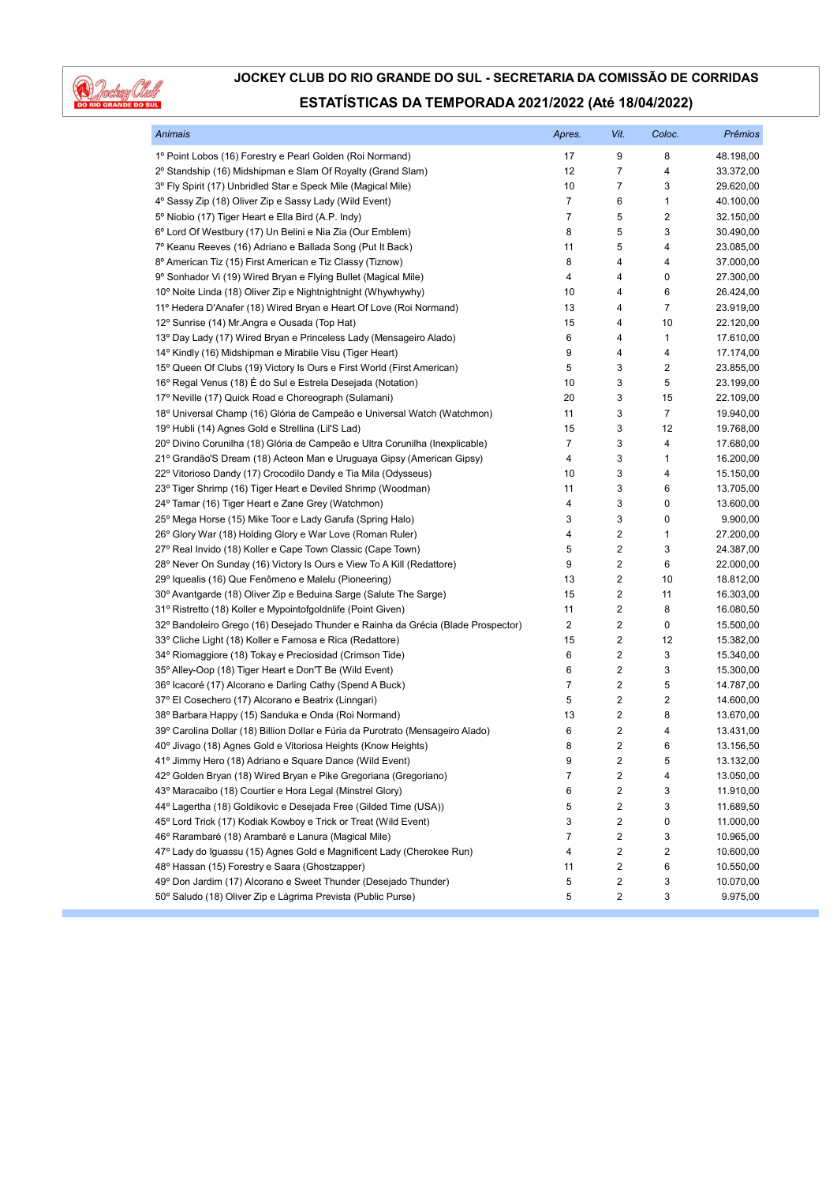# JOCKEY CLUB DO RIO GRANDE DO SUL - SECRETARIA DA COMISSÃO DE CORRIDAS

## ESTATÍSTICAS DA TEMPORADA 2021/2022 (Até 18/04/2022)

| *Animais* | *Apres.* | *Vit.* | *Coloc.* | *Prêmios* |
|---|---|---|---|---|
| 1º Point Lobos (16) Forestry e Pearl Golden (Roi Normand) | 17 | 9 | 8 | 48.198,00 |
| 2º Standship (16) Midshipman e Slam Of Royalty (Grand Slam) | 12 | 7 | 4 | 33.372,00 |
| 3º Fly Spirit (17) Unbridled Star e Speck Mile (Magical Mile) | 10 | 7 | 3 | 29.620,00 |
| 4º Sassy Zip (18) Oliver Zip e Sassy Lady (Wild Event) | 7 | 6 | 1 | 40.100,00 |
| 5º Niobio (17) Tiger Heart e Ella Bird (A.P. Indy) | 7 | 5 | 2 | 32.150,00 |
| 6º Lord Of Westbury (17) Un Belini e Nia Zia (Our Emblem) | 8 | 5 | 3 | 30.490,00 |
| 7º Keanu Reeves (16) Adriano e Ballada Song (Put It Back) | 11 | 5 | 4 | 23.085,00 |
| 8º American Tiz (15) First American e Tiz Classy (Tiznow) | 8 | 4 | 4 | 37.000,00 |
| 9º Sonhador Vi (19) Wired Bryan e Flying Bullet (Magical Mile) | 4 | 4 | 0 | 27.300,00 |
| 10º Noite Linda (18) Oliver Zip e Nightnightnight (Whywhywhy) | 10 | 4 | 6 | 26.424,00 |
| 11º Hedera D'Anafer (18) Wired Bryan e Heart Of Love (Roi Normand) | 13 | 4 | 7 | 23.919,00 |
| 12º Sunrise (14) Mr.Angra e Ousada (Top Hat) | 15 | 4 | 10 | 22.120,00 |
| 13º Day Lady (17) Wired Bryan e Princeless Lady (Mensageiro Alado) | 6 | 4 | 1 | 17.610,00 |
| 14º Kindly (16) Midshipman e Mirabile Visu (Tiger Heart) | 9 | 4 | 4 | 17.174,00 |
| 15º Queen Of Clubs (19) Victory Is Ours e First World (First American) | 5 | 3 | 2 | 23.855,00 |
| 16º Regal Venus (18) É do Sul e Estrela Desejada (Notation) | 10 | 3 | 5 | 23.199,00 |
| 17º Neville (17) Quick Road e Choreograph (Sulamani) | 20 | 3 | 15 | 22.109,00 |
| 18º Universal Champ (16) Glória de Campeão e Universal Watch (Watchmon) | 11 | 3 | 7 | 19.940,00 |
| 19º Hubli (14) Agnes Gold e Strellina (Lil'S Lad) | 15 | 3 | 12 | 19.768,00 |
| 20º Divino Corunilha (18) Glória de Campeão e Ultra Corunilha (Inexplicable) | 7 | 3 | 4 | 17.680,00 |
| 21º Grandão'S Dream (18) Acteon Man e Uruguaya Gipsy (American Gipsy) | 4 | 3 | 1 | 16.200,00 |
| 22º Vitorioso Dandy (17) Crocodilo Dandy e Tia Mila (Odysseus) | 10 | 3 | 4 | 15.150,00 |
| 23º Tiger Shrimp (16) Tiger Heart e Deviled Shrimp (Woodman) | 11 | 3 | 6 | 13.705,00 |
| 24º Tamar (16) Tiger Heart e Zane Grey (Watchmon) | 4 | 3 | 0 | 13.600,00 |
| 25º Mega Horse (15) Mike Toor e Lady Garufa (Spring Halo) | 3 | 3 | 0 | 9.900,00 |
| 26º Glory War (18) Holding Glory e War Love (Roman Ruler) | 4 | 2 | 1 | 27.200,00 |
| 27º Real Invido (18) Koller e Cape Town Classic (Cape Town) | 5 | 2 | 3 | 24.387,00 |
| 28º Never On Sunday (16) Victory Is Ours e View To A Kill (Redattore) | 9 | 2 | 6 | 22.000,00 |
| 29º Iquealis (16) Que Fenômeno e Malelu (Pioneering) | 13 | 2 | 10 | 18.812,00 |
| 30º Avantgarde (18) Oliver Zip e Beduina Sarge (Salute The Sarge) | 15 | 2 | 11 | 16.303,00 |
| 31º Ristretto (18) Koller e Mypointofgoldnlife (Point Given) | 11 | 2 | 8 | 16.080,50 |
| 32º Bandoleiro Grego (16) Desejado Thunder e Rainha da Grécia (Blade Prospector) | 2 | 2 | 0 | 15.500,00 |
| 33º Cliche Light (18) Koller e Famosa e Rica (Redattore) | 15 | 2 | 12 | 15.382,00 |
| 34º Riomaggiore (18) Tokay e Preciosidad (Crimson Tide) | 6 | 2 | 3 | 15.340,00 |
| 35º Alley-Oop (18) Tiger Heart e Don'T Be (Wild Event) | 6 | 2 | 3 | 15.300,00 |
| 36º Icacoré (17) Alcorano e Darling Cathy (Spend A Buck) | 7 | 2 | 5 | 14.787,00 |
| 37º El Cosechero (17) Alcorano e Beatrix (Linngari) | 5 | 2 | 2 | 14.600,00 |
| 38º Barbara Happy (15) Sanduka e Onda (Roi Normand) | 13 | 2 | 8 | 13.670,00 |
| 39º Carolina Dollar (18) Billion Dollar e Fúria da Purotrato (Mensageiro Alado) | 6 | 2 | 4 | 13.431,00 |
| 40º Jivago (18) Agnes Gold e Vitoriosa Heights (Know Heights) | 8 | 2 | 6 | 13.156,50 |
| 41º Jimmy Hero (18) Adriano e Square Dance (Wild Event) | 9 | 2 | 5 | 13.132,00 |
| 42º Golden Bryan (18) Wired Bryan e Pike Gregoriana (Gregoriano) | 7 | 2 | 4 | 13.050,00 |
| 43º Maracaibo (18) Courtier e Hora Legal (Minstrel Glory) | 6 | 2 | 3 | 11.910,00 |
| 44º Lagertha (18) Goldikovic e Desejada Free (Gilded Time (USA)) | 5 | 2 | 3 | 11.689,50 |
| 45º Lord Trick (17) Kodiak Kowboy e Trick or Treat (Wild Event) | 3 | 2 | 0 | 11.000,00 |
| 46º Rarambaré (18) Arambaré e Lanura (Magical Mile) | 7 | 2 | 3 | 10.965,00 |
| 47º Lady do Iguassu (15) Agnes Gold e Magnificent Lady (Cherokee Run) | 4 | 2 | 2 | 10.600,00 |
| 48º Hassan (15) Forestry e Saara (Ghostzapper) | 11 | 2 | 6 | 10.550,00 |
| 49º Don Jardim (17) Alcorano e Sweet Thunder (Desejado Thunder) | 5 | 2 | 3 | 10.070,00 |
| 50º Saludo (18) Oliver Zip e Lágrima Prevista (Public Purse) | 5 | 2 | 3 | 9.975,00 |